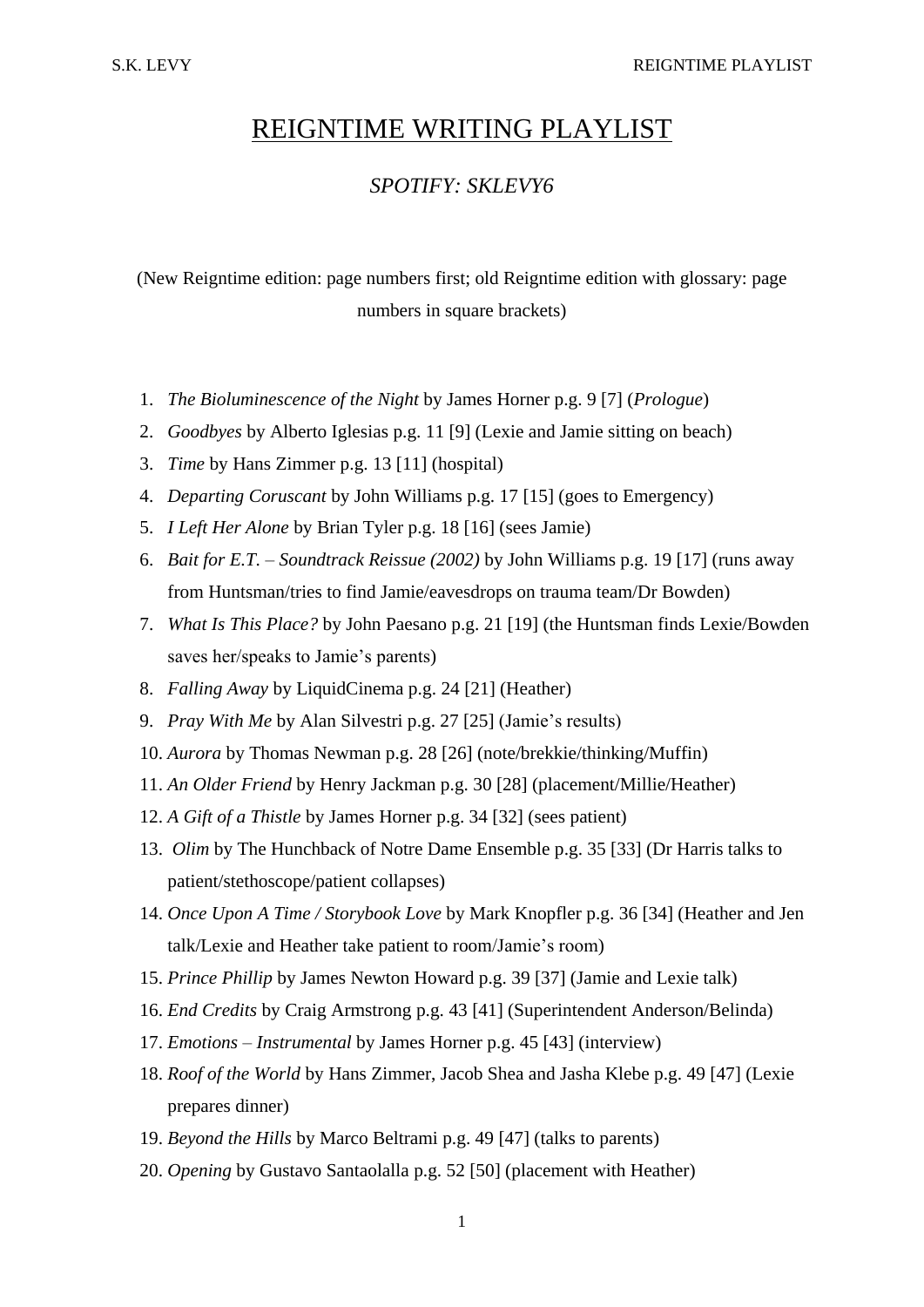# <u>REIGNTIME WRITING PLAYLIST</u>

*SPOTIFY: SKLEVY6*

(New Reigntime edition: page numbers first; old Reigntime edition with glossary: page numbers in square brackets)

1. *The Bioluminescence of the Night* by James Horner p.g. 9 [7] (*Prologue*)
2. *Goodbyes* by Alberto Iglesias p.g. 11 [9] (Lexie and Jamie sitting on beach)
3. *Time* by Hans Zimmer p.g. 13 [11] (hospital)
4. *Departing Coruscant* by John Williams p.g. 17 [15] (goes to Emergency)
5. *I Left Her Alone* by Brian Tyler p.g. 18 [16] (sees Jamie)
6. *Bait for E.T. – Soundtrack Reissue (2002)* by John Williams p.g. 19 [17] (runs away from Huntsman/tries to find Jamie/eavesdrops on trauma team/Dr Bowden)
7. *What Is This Place?* by John Paesano p.g. 21 [19] (the Huntsman finds Lexie/Bowden saves her/speaks to Jamie's parents)
8. *Falling Away* by LiquidCinema p.g. 24 [21] (Heather)
9. *Pray With Me* by Alan Silvestri p.g. 27 [25] (Jamie's results)
10. *Aurora* by Thomas Newman p.g. 28 [26] (note/brekkie/thinking/Muffin)
11. *An Older Friend* by Henry Jackman p.g. 30 [28] (placement/Millie/Heather)
12. *A Gift of a Thistle* by James Horner p.g. 34 [32] (sees patient)
13. *Olim* by The Hunchback of Notre Dame Ensemble p.g. 35 [33] (Dr Harris talks to patient/stethoscope/patient collapses)
14. *Once Upon A Time / Storybook Love* by Mark Knopfler p.g. 36 [34] (Heather and Jen talk/Lexie and Heather take patient to room/Jamie's room)
15. *Prince Phillip* by James Newton Howard p.g. 39 [37] (Jamie and Lexie talk)
16. *End Credits* by Craig Armstrong p.g. 43 [41] (Superintendent Anderson/Belinda)
17. *Emotions – Instrumental* by James Horner p.g. 45 [43] (interview)
18. *Roof of the World* by Hans Zimmer, Jacob Shea and Jasha Klebe p.g. 49 [47] (Lexie prepares dinner)
19. *Beyond the Hills* by Marco Beltrami p.g. 49 [47] (talks to parents)
20. *Opening* by Gustavo Santaolalla p.g. 52 [50] (placement with Heather)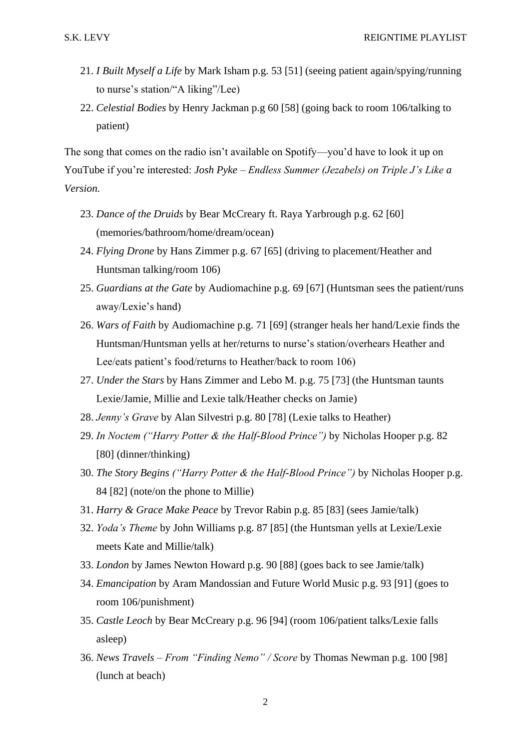21. *I Built Myself a Life* by Mark Isham p.g. 53 [51] (seeing patient again/spying/running to nurse's station/"A liking"/Lee)
22. *Celestial Bodies* by Henry Jackman p.g 60 [58] (going back to room 106/talking to patient)

The song that comes on the radio isn't available on Spotify—you'd have to look it up on YouTube if you're interested: *Josh Pyke – Endless Summer (Jezabels) on Triple J's Like a Version.*

23. *Dance of the Druids* by Bear McCreary ft. Raya Yarbrough p.g. 62 [60] (memories/bathroom/home/dream/ocean)
24. *Flying Drone* by Hans Zimmer p.g. 67 [65] (driving to placement/Heather and Huntsman talking/room 106)
25. *Guardians at the Gate* by Audiomachine p.g. 69 [67] (Huntsman sees the patient/runs away/Lexie's hand)
26. *Wars of Faith* by Audiomachine p.g. 71 [69] (stranger heals her hand/Lexie finds the Huntsman/Huntsman yells at her/returns to nurse's station/overhears Heather and Lee/eats patient's food/returns to Heather/back to room 106)
27. *Under the Stars* by Hans Zimmer and Lebo M. p.g. 75 [73] (the Huntsman taunts Lexie/Jamie, Millie and Lexie talk/Heather checks on Jamie)
28. *Jenny's Grave* by Alan Silvestri p.g. 80 [78] (Lexie talks to Heather)
29. *In Noctem ("Harry Potter & the Half-Blood Prince")* by Nicholas Hooper p.g. 82 [80] (dinner/thinking)
30. *The Story Begins ("Harry Potter & the Half-Blood Prince")* by Nicholas Hooper p.g. 84 [82] (note/on the phone to Millie)
31. *Harry & Grace Make Peace* by Trevor Rabin p.g. 85 [83] (sees Jamie/talk)
32. *Yoda's Theme* by John Williams p.g. 87 [85] (the Huntsman yells at Lexie/Lexie meets Kate and Millie/talk)
33. *London* by James Newton Howard p.g. 90 [88] (goes back to see Jamie/talk)
34. *Emancipation* by Aram Mandossian and Future World Music p.g. 93 [91] (goes to room 106/punishment)
35. *Castle Leoch* by Bear McCreary p.g. 96 [94] (room 106/patient talks/Lexie falls asleep)
36. *News Travels – From "Finding Nemo" / Score* by Thomas Newman p.g. 100 [98] (lunch at beach)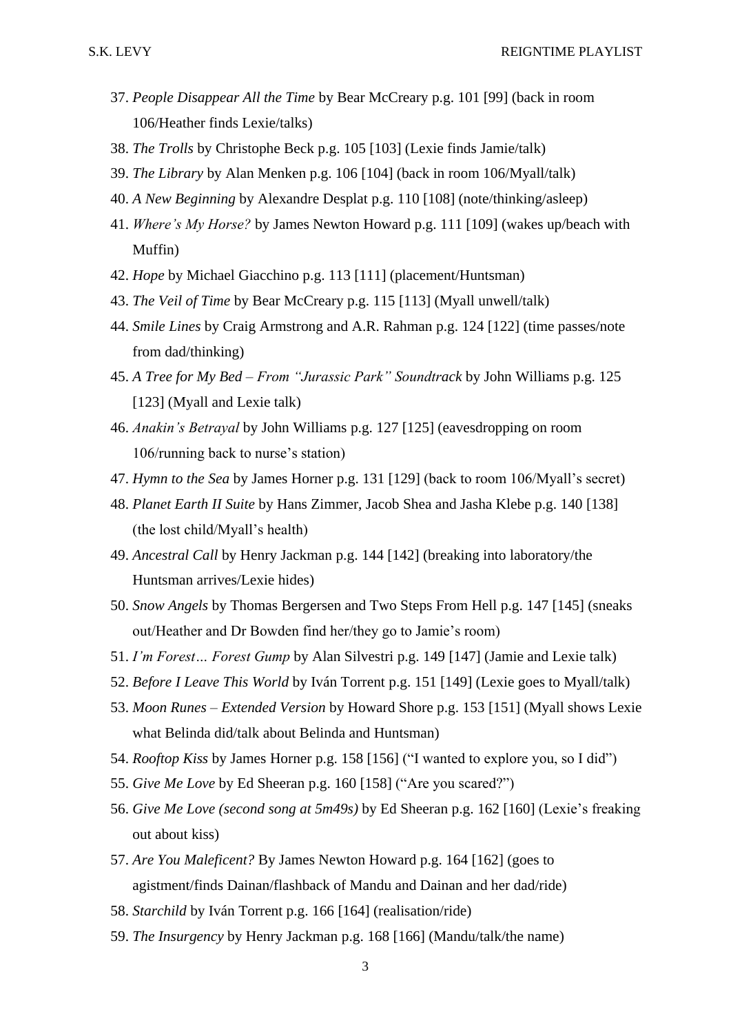37. *People Disappear All the Time* by Bear McCreary p.g. 101 [99] (back in room 106/Heather finds Lexie/talks)
38. *The Trolls* by Christophe Beck p.g. 105 [103] (Lexie finds Jamie/talk)
39. *The Library* by Alan Menken p.g. 106 [104] (back in room 106/Myall/talk)
40. *A New Beginning* by Alexandre Desplat p.g. 110 [108] (note/thinking/asleep)
41. *Where's My Horse?* by James Newton Howard p.g. 111 [109] (wakes up/beach with Muffin)
42. *Hope* by Michael Giacchino p.g. 113 [111] (placement/Huntsman)
43. *The Veil of Time* by Bear McCreary p.g. 115 [113] (Myall unwell/talk)
44. *Smile Lines* by Craig Armstrong and A.R. Rahman p.g. 124 [122] (time passes/note from dad/thinking)
45. *A Tree for My Bed – From "Jurassic Park" Soundtrack* by John Williams p.g. 125 [123] (Myall and Lexie talk)
46. *Anakin's Betrayal* by John Williams p.g. 127 [125] (eavesdropping on room 106/running back to nurse's station)
47. *Hymn to the Sea* by James Horner p.g. 131 [129] (back to room 106/Myall's secret)
48. *Planet Earth II Suite* by Hans Zimmer, Jacob Shea and Jasha Klebe p.g. 140 [138] (the lost child/Myall's health)
49. *Ancestral Call* by Henry Jackman p.g. 144 [142] (breaking into laboratory/the Huntsman arrives/Lexie hides)
50. *Snow Angels* by Thomas Bergersen and Two Steps From Hell p.g. 147 [145] (sneaks out/Heather and Dr Bowden find her/they go to Jamie's room)
51. *I'm Forest… Forest Gump* by Alan Silvestri p.g. 149 [147] (Jamie and Lexie talk)
52. *Before I Leave This World* by Iván Torrent p.g. 151 [149] (Lexie goes to Myall/talk)
53. *Moon Runes – Extended Version* by Howard Shore p.g. 153 [151] (Myall shows Lexie what Belinda did/talk about Belinda and Huntsman)
54. *Rooftop Kiss* by James Horner p.g. 158 [156] ("I wanted to explore you, so I did")
55. *Give Me Love* by Ed Sheeran p.g. 160 [158] ("Are you scared?")
56. *Give Me Love (second song at 5m49s)* by Ed Sheeran p.g. 162 [160] (Lexie's freaking out about kiss)
57. *Are You Maleficent?* By James Newton Howard p.g. 164 [162] (goes to agistment/finds Dainan/flashback of Mandu and Dainan and her dad/ride)
58. *Starchild* by Iván Torrent p.g. 166 [164] (realisation/ride)
59. *The Insurgency* by Henry Jackman p.g. 168 [166] (Mandu/talk/the name)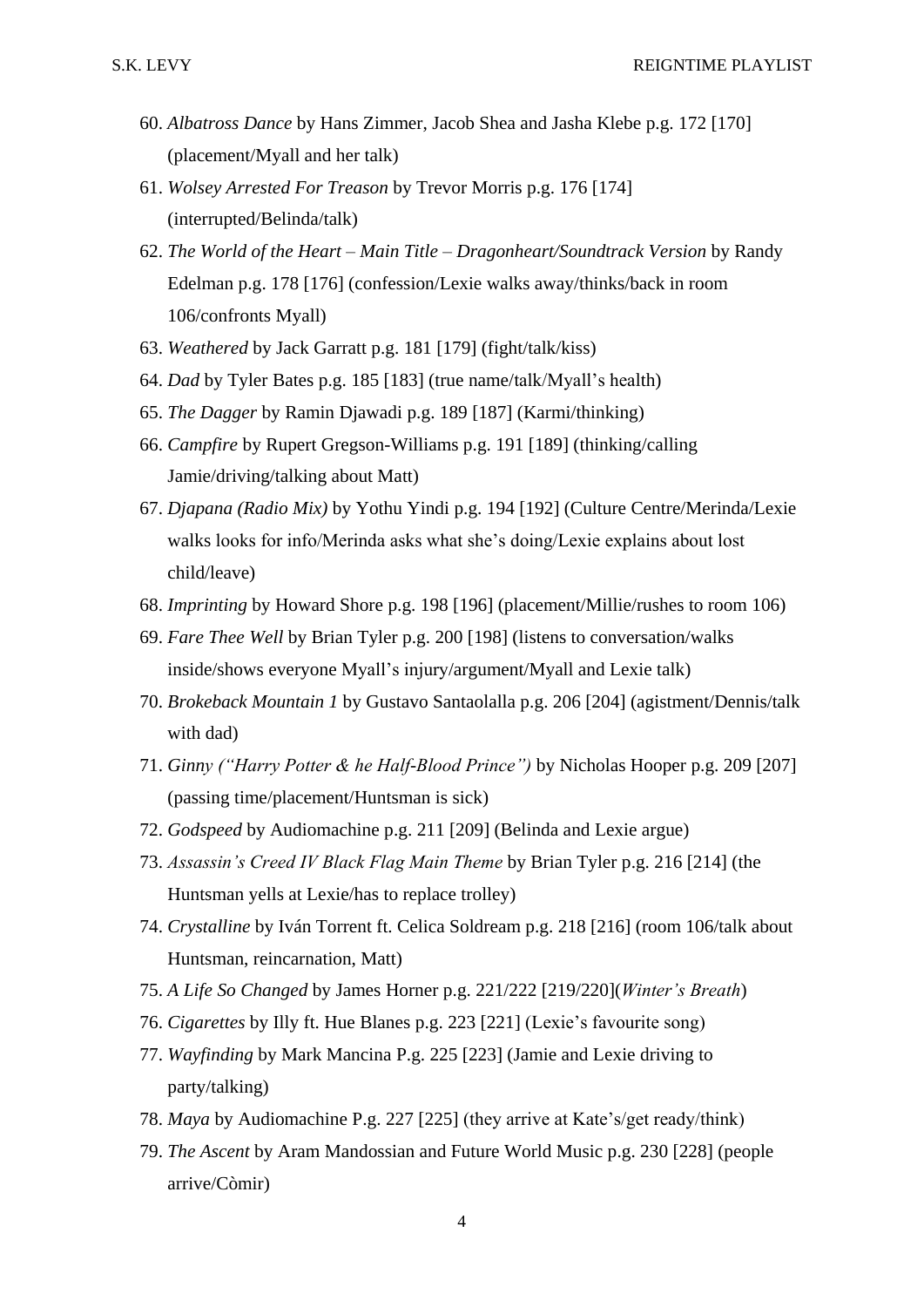60. *Albatross Dance* by Hans Zimmer, Jacob Shea and Jasha Klebe p.g. 172 [170] (placement/Myall and her talk)
61. *Wolsey Arrested For Treason* by Trevor Morris p.g. 176 [174] (interrupted/Belinda/talk)
62. *The World of the Heart – Main Title – Dragonheart/Soundtrack Version* by Randy Edelman p.g. 178 [176] (confession/Lexie walks away/thinks/back in room 106/confronts Myall)
63. *Weathered* by Jack Garratt p.g. 181 [179] (fight/talk/kiss)
64. *Dad* by Tyler Bates p.g. 185 [183] (true name/talk/Myall's health)
65. *The Dagger* by Ramin Djawadi p.g. 189 [187] (Karmi/thinking)
66. *Campfire* by Rupert Gregson-Williams p.g. 191 [189] (thinking/calling Jamie/driving/talking about Matt)
67. *Djapana (Radio Mix)* by Yothu Yindi p.g. 194 [192] (Culture Centre/Merinda/Lexie walks looks for info/Merinda asks what she's doing/Lexie explains about lost child/leave)
68. *Imprinting* by Howard Shore p.g. 198 [196] (placement/Millie/rushes to room 106)
69. *Fare Thee Well* by Brian Tyler p.g. 200 [198] (listens to conversation/walks inside/shows everyone Myall's injury/argument/Myall and Lexie talk)
70. *Brokeback Mountain 1* by Gustavo Santaolalla p.g. 206 [204] (agistment/Dennis/talk with dad)
71. *Ginny ("Harry Potter & he Half-Blood Prince")* by Nicholas Hooper p.g. 209 [207] (passing time/placement/Huntsman is sick)
72. *Godspeed* by Audiomachine p.g. 211 [209] (Belinda and Lexie argue)
73. *Assassin's Creed IV Black Flag Main Theme* by Brian Tyler p.g. 216 [214] (the Huntsman yells at Lexie/has to replace trolley)
74. *Crystalline* by Iván Torrent ft. Celica Soldream p.g. 218 [216] (room 106/talk about Huntsman, reincarnation, Matt)
75. *A Life So Changed* by James Horner p.g. 221/222 [219/220](*Winter's Breath*)
76. *Cigarettes* by Illy ft. Hue Blanes p.g. 223 [221] (Lexie's favourite song)
77. *Wayfinding* by Mark Mancina P.g. 225 [223] (Jamie and Lexie driving to party/talking)
78. *Maya* by Audiomachine P.g. 227 [225] (they arrive at Kate's/get ready/think)
79. *The Ascent* by Aram Mandossian and Future World Music p.g. 230 [228] (people arrive/Còmir)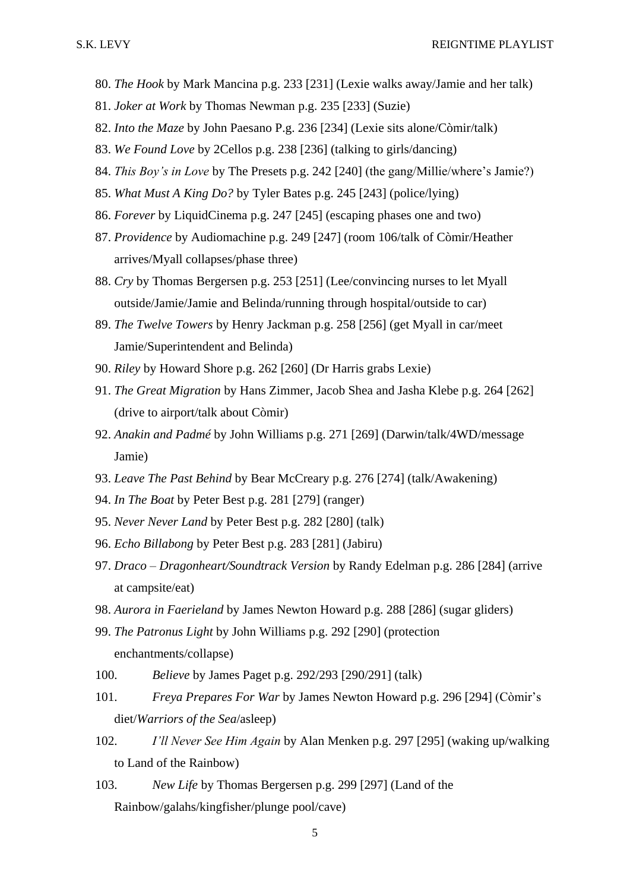80. *The Hook* by Mark Mancina p.g. 233 [231] (Lexie walks away/Jamie and her talk)
81. *Joker at Work* by Thomas Newman p.g. 235 [233] (Suzie)
82. *Into the Maze* by John Paesano P.g. 236 [234] (Lexie sits alone/Còmir/talk)
83. *We Found Love* by 2Cellos p.g. 238 [236] (talking to girls/dancing)
84. *This Boy's in Love* by The Presets p.g. 242 [240] (the gang/Millie/where's Jamie?)
85. *What Must A King Do?* by Tyler Bates p.g. 245 [243] (police/lying)
86. *Forever* by LiquidCinema p.g. 247 [245] (escaping phases one and two)
87. *Providence* by Audiomachine p.g. 249 [247] (room 106/talk of Còmir/Heather arrives/Myall collapses/phase three)
88. *Cry* by Thomas Bergersen p.g. 253 [251] (Lee/convincing nurses to let Myall outside/Jamie/Jamie and Belinda/running through hospital/outside to car)
89. *The Twelve Towers* by Henry Jackman p.g. 258 [256] (get Myall in car/meet Jamie/Superintendent and Belinda)
90. *Riley* by Howard Shore p.g. 262 [260] (Dr Harris grabs Lexie)
91. *The Great Migration* by Hans Zimmer, Jacob Shea and Jasha Klebe p.g. 264 [262] (drive to airport/talk about Còmir)
92. *Anakin and Padmé* by John Williams p.g. 271 [269] (Darwin/talk/4WD/message Jamie)
93. *Leave The Past Behind* by Bear McCreary p.g. 276 [274] (talk/Awakening)
94. *In The Boat* by Peter Best p.g. 281 [279] (ranger)
95. *Never Never Land* by Peter Best p.g. 282 [280] (talk)
96. *Echo Billabong* by Peter Best p.g. 283 [281] (Jabiru)
97. *Draco – Dragonheart/Soundtrack Version* by Randy Edelman p.g. 286 [284] (arrive at campsite/eat)
98. *Aurora in Faerieland* by James Newton Howard p.g. 288 [286] (sugar gliders)
99. *The Patronus Light* by John Williams p.g. 292 [290] (protection enchantments/collapse)
100. *Believe* by James Paget p.g. 292/293 [290/291] (talk)
101. *Freya Prepares For War* by James Newton Howard p.g. 296 [294] (Còmir's diet/*Warriors of the Sea*/asleep)
102. *I'll Never See Him Again* by Alan Menken p.g. 297 [295] (waking up/walking to Land of the Rainbow)
103. *New Life* by Thomas Bergersen p.g. 299 [297] (Land of the Rainbow/galahs/kingfisher/plunge pool/cave)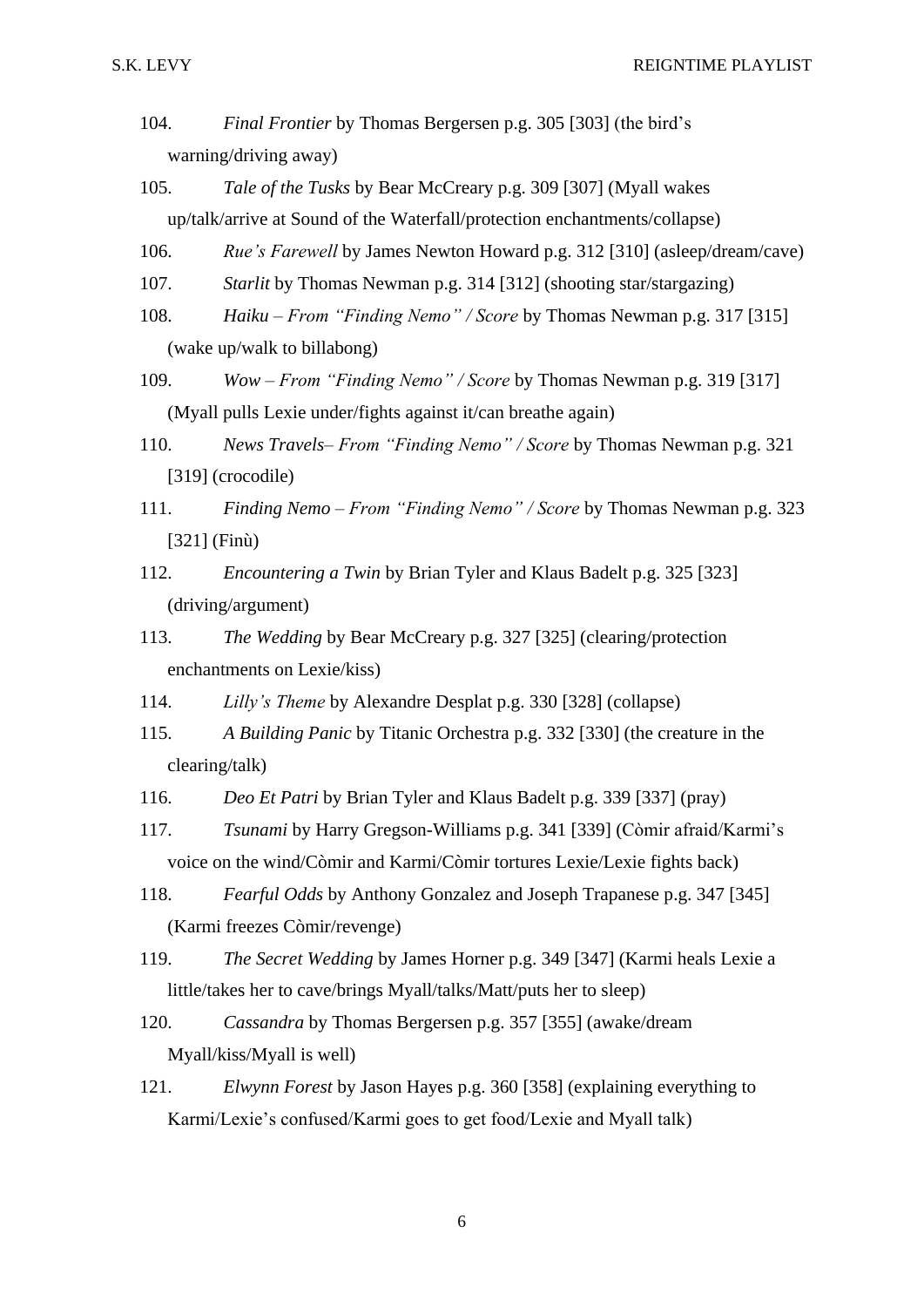104. *Final Frontier* by Thomas Bergersen p.g. 305 [303] (the bird's warning/driving away)
105. *Tale of the Tusks* by Bear McCreary p.g. 309 [307] (Myall wakes up/talk/arrive at Sound of the Waterfall/protection enchantments/collapse)
106. *Rue's Farewell* by James Newton Howard p.g. 312 [310] (asleep/dream/cave)
107. *Starlit* by Thomas Newman p.g. 314 [312] (shooting star/stargazing)
108. *Haiku – From "Finding Nemo" / Score* by Thomas Newman p.g. 317 [315] (wake up/walk to billabong)
109. *Wow – From "Finding Nemo" / Score* by Thomas Newman p.g. 319 [317] (Myall pulls Lexie under/fights against it/can breathe again)
110. *News Travels– From "Finding Nemo" / Score* by Thomas Newman p.g. 321 [319] (crocodile)
111. *Finding Nemo – From "Finding Nemo" / Score* by Thomas Newman p.g. 323 [321] (Finù)
112. *Encountering a Twin* by Brian Tyler and Klaus Badelt p.g. 325 [323] (driving/argument)
113. *The Wedding* by Bear McCreary p.g. 327 [325] (clearing/protection enchantments on Lexie/kiss)
114. *Lilly's Theme* by Alexandre Desplat p.g. 330 [328] (collapse)
115. *A Building Panic* by Titanic Orchestra p.g. 332 [330] (the creature in the clearing/talk)
116. *Deo Et Patri* by Brian Tyler and Klaus Badelt p.g. 339 [337] (pray)
117. *Tsunami* by Harry Gregson-Williams p.g. 341 [339] (Còmir afraid/Karmi's voice on the wind/Còmir and Karmi/Còmir tortures Lexie/Lexie fights back)
118. *Fearful Odds* by Anthony Gonzalez and Joseph Trapanese p.g. 347 [345] (Karmi freezes Còmir/revenge)
119. *The Secret Wedding* by James Horner p.g. 349 [347] (Karmi heals Lexie a little/takes her to cave/brings Myall/talks/Matt/puts her to sleep)
120. *Cassandra* by Thomas Bergersen p.g. 357 [355] (awake/dream Myall/kiss/Myall is well)
121. *Elwynn Forest* by Jason Hayes p.g. 360 [358] (explaining everything to Karmi/Lexie's confused/Karmi goes to get food/Lexie and Myall talk)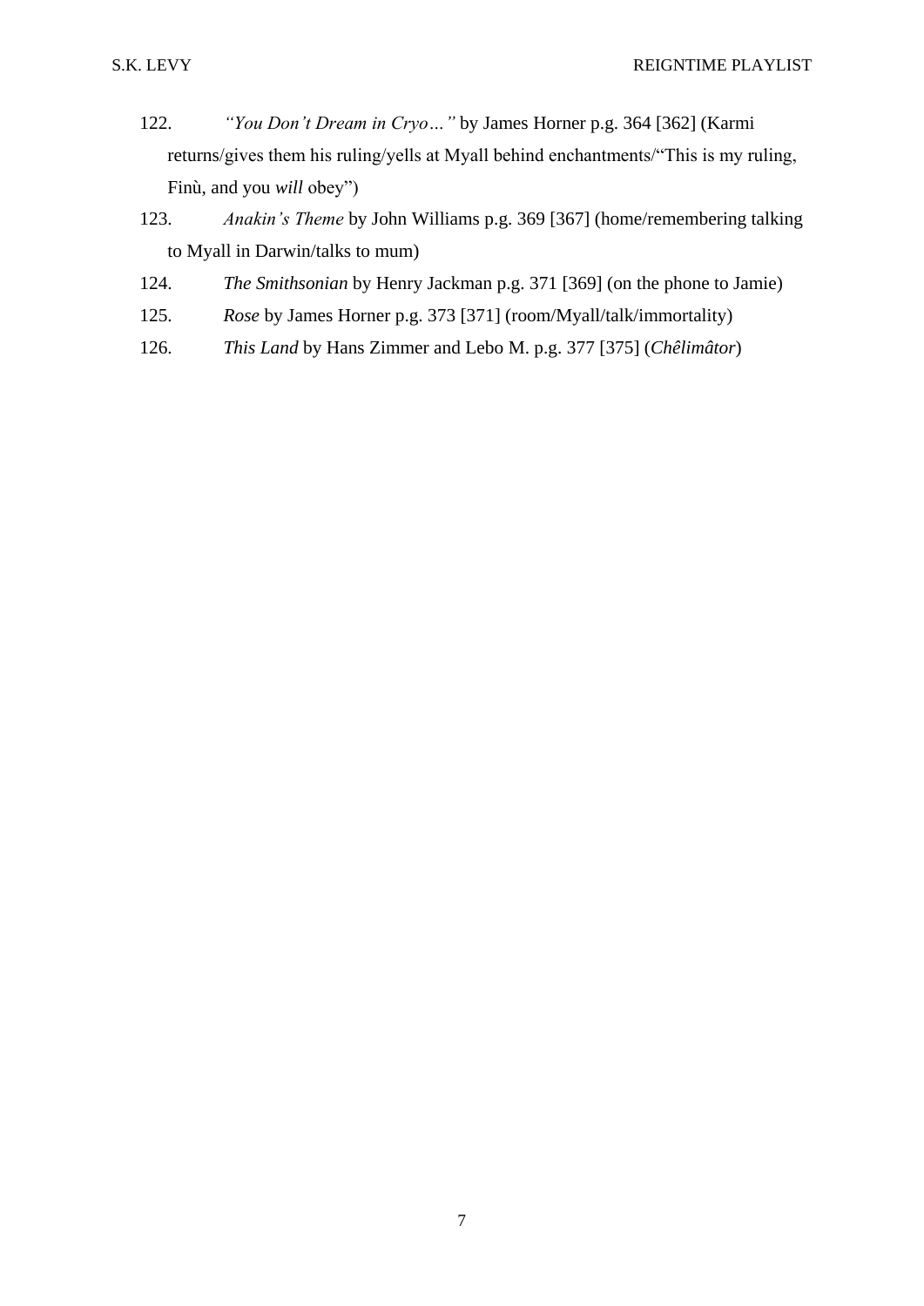122. *"You Don't Dream in Cryo…"* by James Horner p.g. 364 [362] (Karmi returns/gives them his ruling/yells at Myall behind enchantments/"This is my ruling, Finù, and you *will* obey")

123. *Anakin's Theme* by John Williams p.g. 369 [367] (home/remembering talking to Myall in Darwin/talks to mum)

124. *The Smithsonian* by Henry Jackman p.g. 371 [369] (on the phone to Jamie)

125. *Rose* by James Horner p.g. 373 [371] (room/Myall/talk/immortality)

126. *This Land* by Hans Zimmer and Lebo M. p.g. 377 [375] (*Chêlimâtor*)